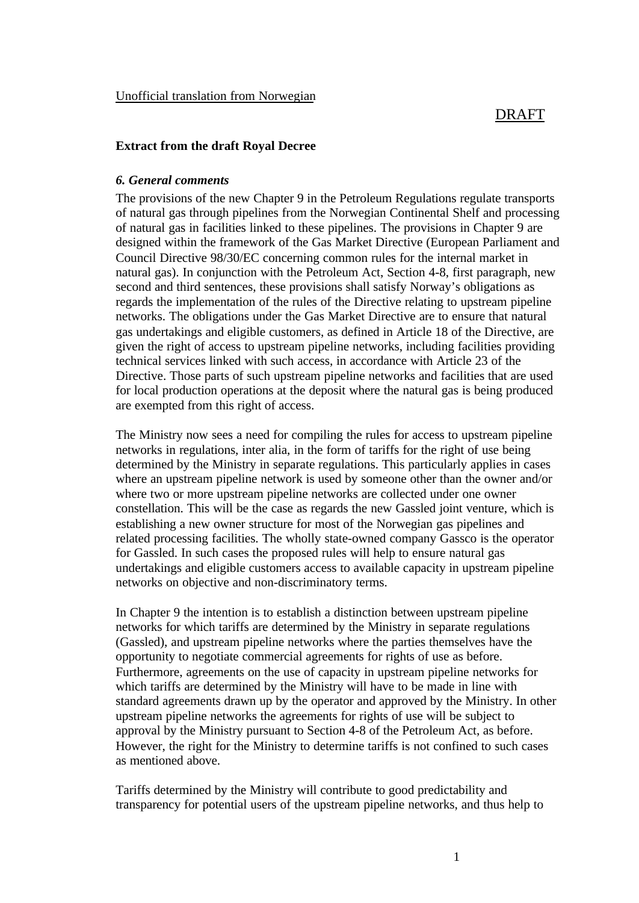Unofficial translation from Norwegian

DRAFT

**Extract from the draft Royal Decree**

***6. General comments***

The provisions of the new Chapter 9 in the Petroleum Regulations regulate transports of natural gas through pipelines from the Norwegian Continental Shelf and processing of natural gas in facilities linked to these pipelines. The provisions in Chapter 9 are designed within the framework of the Gas Market Directive (European Parliament and Council Directive 98/30/EC concerning common rules for the internal market in natural gas). In conjunction with the Petroleum Act, Section 4-8, first paragraph, new second and third sentences, these provisions shall satisfy Norway's obligations as regards the implementation of the rules of the Directive relating to upstream pipeline networks. The obligations under the Gas Market Directive are to ensure that natural gas undertakings and eligible customers, as defined in Article 18 of the Directive, are given the right of access to upstream pipeline networks, including facilities providing technical services linked with such access, in accordance with Article 23 of the Directive. Those parts of such upstream pipeline networks and facilities that are used for local production operations at the deposit where the natural gas is being produced are exempted from this right of access.

The Ministry now sees a need for compiling the rules for access to upstream pipeline networks in regulations, inter alia, in the form of tariffs for the right of use being determined by the Ministry in separate regulations. This particularly applies in cases where an upstream pipeline network is used by someone other than the owner and/or where two or more upstream pipeline networks are collected under one owner constellation. This will be the case as regards the new Gassled joint venture, which is establishing a new owner structure for most of the Norwegian gas pipelines and related processing facilities. The wholly state-owned company Gassco is the operator for Gassled. In such cases the proposed rules will help to ensure natural gas undertakings and eligible customers access to available capacity in upstream pipeline networks on objective and non-discriminatory terms.

In Chapter 9 the intention is to establish a distinction between upstream pipeline networks for which tariffs are determined by the Ministry in separate regulations (Gassled), and upstream pipeline networks where the parties themselves have the opportunity to negotiate commercial agreements for rights of use as before. Furthermore, agreements on the use of capacity in upstream pipeline networks for which tariffs are determined by the Ministry will have to be made in line with standard agreements drawn up by the operator and approved by the Ministry. In other upstream pipeline networks the agreements for rights of use will be subject to approval by the Ministry pursuant to Section 4-8 of the Petroleum Act, as before. However, the right for the Ministry to determine tariffs is not confined to such cases as mentioned above.

Tariffs determined by the Ministry will contribute to good predictability and transparency for potential users of the upstream pipeline networks, and thus help to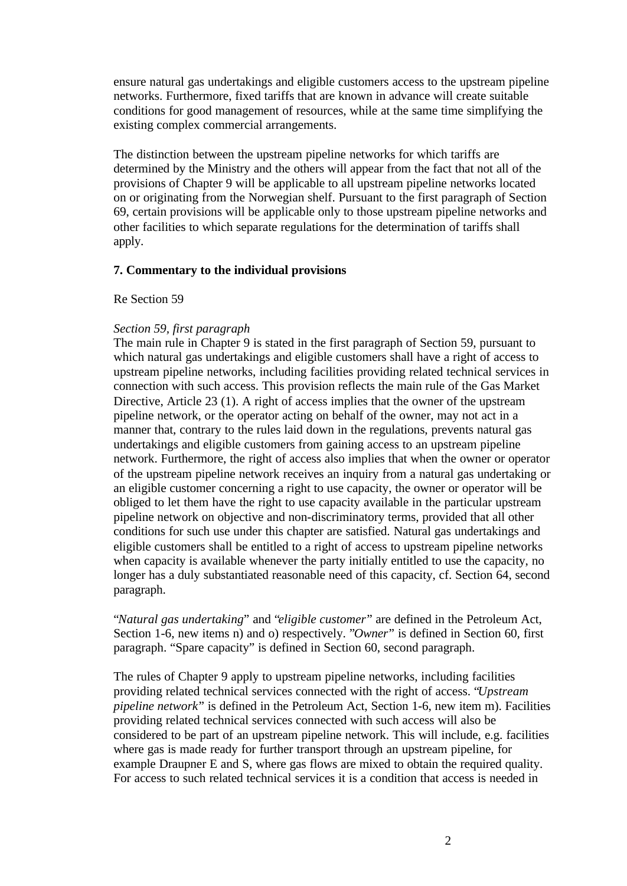ensure natural gas undertakings and eligible customers access to the upstream pipeline networks. Furthermore, fixed tariffs that are known in advance will create suitable conditions for good management of resources, while at the same time simplifying the existing complex commercial arrangements.

The distinction between the upstream pipeline networks for which tariffs are determined by the Ministry and the others will appear from the fact that not all of the provisions of Chapter 9 will be applicable to all upstream pipeline networks located on or originating from the Norwegian shelf. Pursuant to the first paragraph of Section 69, certain provisions will be applicable only to those upstream pipeline networks and other facilities to which separate regulations for the determination of tariffs shall apply.

### 7. Commentary to the individual provisions

Re Section 59

*Section 59, first paragraph*

The main rule in Chapter 9 is stated in the first paragraph of Section 59, pursuant to which natural gas undertakings and eligible customers shall have a right of access to upstream pipeline networks, including facilities providing related technical services in connection with such access. This provision reflects the main rule of the Gas Market Directive, Article 23 (1). A right of access implies that the owner of the upstream pipeline network, or the operator acting on behalf of the owner, may not act in a manner that, contrary to the rules laid down in the regulations, prevents natural gas undertakings and eligible customers from gaining access to an upstream pipeline network. Furthermore, the right of access also implies that when the owner or operator of the upstream pipeline network receives an inquiry from a natural gas undertaking or an eligible customer concerning a right to use capacity, the owner or operator will be obliged to let them have the right to use capacity available in the particular upstream pipeline network on objective and non-discriminatory terms, provided that all other conditions for such use under this chapter are satisfied. Natural gas undertakings and eligible customers shall be entitled to a right of access to upstream pipeline networks when capacity is available whenever the party initially entitled to use the capacity, no longer has a duly substantiated reasonable need of this capacity, cf. Section 64, second paragraph.

"*Natural gas undertaking*" and "*eligible customer*" are defined in the Petroleum Act, Section 1-6, new items n) and o) respectively. "*Owner*" is defined in Section 60, first paragraph. "Spare capacity" is defined in Section 60, second paragraph.

The rules of Chapter 9 apply to upstream pipeline networks, including facilities providing related technical services connected with the right of access. "*Upstream pipeline network*" is defined in the Petroleum Act, Section 1-6, new item m). Facilities providing related technical services connected with such access will also be considered to be part of an upstream pipeline network. This will include, e.g. facilities where gas is made ready for further transport through an upstream pipeline, for example Draupner E and S, where gas flows are mixed to obtain the required quality. For access to such related technical services it is a condition that access is needed in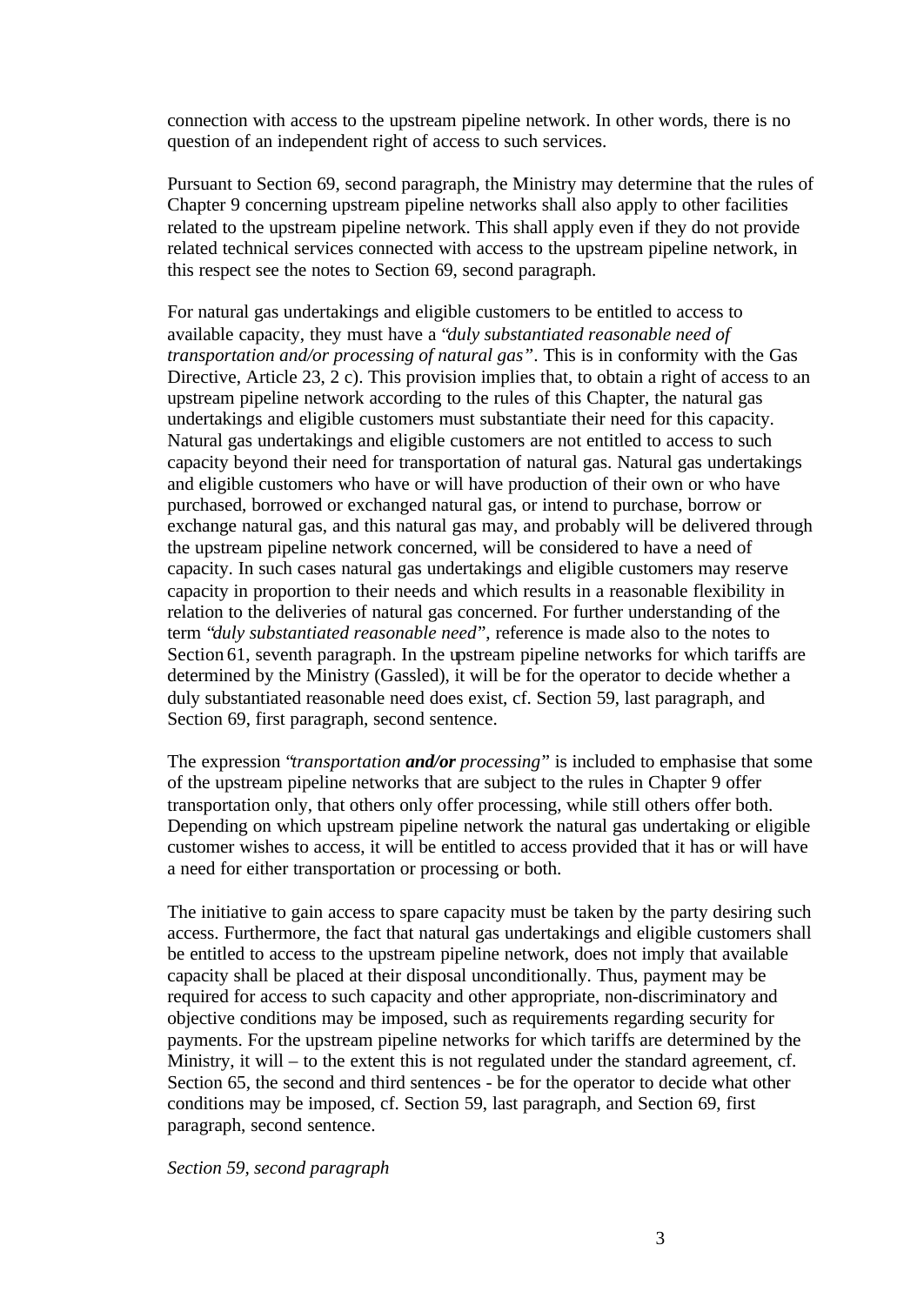connection with access to the upstream pipeline network. In other words, there is no question of an independent right of access to such services.

Pursuant to Section 69, second paragraph, the Ministry may determine that the rules of Chapter 9 concerning upstream pipeline networks shall also apply to other facilities related to the upstream pipeline network. This shall apply even if they do not provide related technical services connected with access to the upstream pipeline network, in this respect see the notes to Section 69, second paragraph.

For natural gas undertakings and eligible customers to be entitled to access to available capacity, they must have a *"duly substantiated reasonable need of transportation and/or processing of natural gas"*. This is in conformity with the Gas Directive, Article 23, 2 c). This provision implies that, to obtain a right of access to an upstream pipeline network according to the rules of this Chapter, the natural gas undertakings and eligible customers must substantiate their need for this capacity. Natural gas undertakings and eligible customers are not entitled to access to such capacity beyond their need for transportation of natural gas. Natural gas undertakings and eligible customers who have or will have production of their own or who have purchased, borrowed or exchanged natural gas, or intend to purchase, borrow or exchange natural gas, and this natural gas may, and probably will be delivered through the upstream pipeline network concerned, will be considered to have a need of capacity. In such cases natural gas undertakings and eligible customers may reserve capacity in proportion to their needs and which results in a reasonable flexibility in relation to the deliveries of natural gas concerned. For further understanding of the term *"duly substantiated reasonable need"*, reference is made also to the notes to Section 61, seventh paragraph. In the upstream pipeline networks for which tariffs are determined by the Ministry (Gassled), it will be for the operator to decide whether a duly substantiated reasonable need does exist, cf. Section 59, last paragraph, and Section 69, first paragraph, second sentence.

The expression *"transportation **and/or** processing"* is included to emphasise that some of the upstream pipeline networks that are subject to the rules in Chapter 9 offer transportation only, that others only offer processing, while still others offer both. Depending on which upstream pipeline network the natural gas undertaking or eligible customer wishes to access, it will be entitled to access provided that it has or will have a need for either transportation or processing or both.

The initiative to gain access to spare capacity must be taken by the party desiring such access. Furthermore, the fact that natural gas undertakings and eligible customers shall be entitled to access to the upstream pipeline network, does not imply that available capacity shall be placed at their disposal unconditionally. Thus, payment may be required for access to such capacity and other appropriate, non-discriminatory and objective conditions may be imposed, such as requirements regarding security for payments. For the upstream pipeline networks for which tariffs are determined by the Ministry, it will – to the extent this is not regulated under the standard agreement, cf. Section 65, the second and third sentences - be for the operator to decide what other conditions may be imposed, cf. Section 59, last paragraph, and Section 69, first paragraph, second sentence.

*Section 59, second paragraph*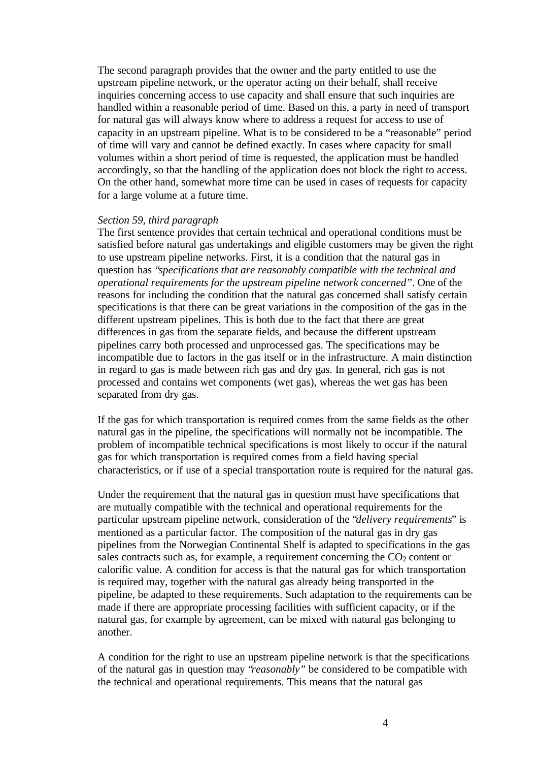The second paragraph provides that the owner and the party entitled to use the upstream pipeline network, or the operator acting on their behalf, shall receive inquiries concerning access to use capacity and shall ensure that such inquiries are handled within a reasonable period of time. Based on this, a party in need of transport for natural gas will always know where to address a request for access to use of capacity in an upstream pipeline. What is to be considered to be a "reasonable" period of time will vary and cannot be defined exactly. In cases where capacity for small volumes within a short period of time is requested, the application must be handled accordingly, so that the handling of the application does not block the right to access. On the other hand, somewhat more time can be used in cases of requests for capacity for a large volume at a future time.

*Section 59, third paragraph*

The first sentence provides that certain technical and operational conditions must be satisfied before natural gas undertakings and eligible customers may be given the right to use upstream pipeline networks. First, it is a condition that the natural gas in question has *"specifications that are reasonably compatible with the technical and operational requirements for the upstream pipeline network concerned"*. One of the reasons for including the condition that the natural gas concerned shall satisfy certain specifications is that there can be great variations in the composition of the gas in the different upstream pipelines. This is both due to the fact that there are great differences in gas from the separate fields, and because the different upstream pipelines carry both processed and unprocessed gas. The specifications may be incompatible due to factors in the gas itself or in the infrastructure. A main distinction in regard to gas is made between rich gas and dry gas. In general, rich gas is not processed and contains wet components (wet gas), whereas the wet gas has been separated from dry gas.

If the gas for which transportation is required comes from the same fields as the other natural gas in the pipeline, the specifications will normally not be incompatible. The problem of incompatible technical specifications is most likely to occur if the natural gas for which transportation is required comes from a field having special characteristics, or if use of a special transportation route is required for the natural gas.

Under the requirement that the natural gas in question must have specifications that are mutually compatible with the technical and operational requirements for the particular upstream pipeline network, consideration of the "*delivery requirements*" is mentioned as a particular factor. The composition of the natural gas in dry gas pipelines from the Norwegian Continental Shelf is adapted to specifications in the gas sales contracts such as, for example, a requirement concerning the $CO_2$ content or calorific value. A condition for access is that the natural gas for which transportation is required may, together with the natural gas already being transported in the pipeline, be adapted to these requirements. Such adaptation to the requirements can be made if there are appropriate processing facilities with sufficient capacity, or if the natural gas, for example by agreement, can be mixed with natural gas belonging to another.

A condition for the right to use an upstream pipeline network is that the specifications of the natural gas in question may *"reasonably"* be considered to be compatible with the technical and operational requirements. This means that the natural gas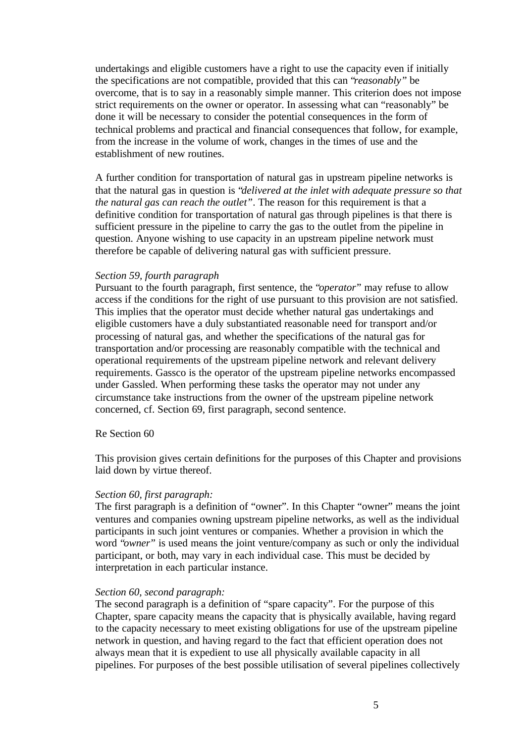undertakings and eligible customers have a right to use the capacity even if initially the specifications are not compatible, provided that this can "*reasonably*" be overcome, that is to say in a reasonably simple manner. This criterion does not impose strict requirements on the owner or operator. In assessing what can "reasonably" be done it will be necessary to consider the potential consequences in the form of technical problems and practical and financial consequences that follow, for example, from the increase in the volume of work, changes in the times of use and the establishment of new routines.

A further condition for transportation of natural gas in upstream pipeline networks is that the natural gas in question is "*delivered at the inlet with adequate pressure so that the natural gas can reach the outlet*". The reason for this requirement is that a definitive condition for transportation of natural gas through pipelines is that there is sufficient pressure in the pipeline to carry the gas to the outlet from the pipeline in question. Anyone wishing to use capacity in an upstream pipeline network must therefore be capable of delivering natural gas with sufficient pressure.

*Section 59, fourth paragraph*

Pursuant to the fourth paragraph, first sentence, the "*operator*" may refuse to allow access if the conditions for the right of use pursuant to this provision are not satisfied. This implies that the operator must decide whether natural gas undertakings and eligible customers have a duly substantiated reasonable need for transport and/or processing of natural gas, and whether the specifications of the natural gas for transportation and/or processing are reasonably compatible with the technical and operational requirements of the upstream pipeline network and relevant delivery requirements. Gassco is the operator of the upstream pipeline networks encompassed under Gassled. When performing these tasks the operator may not under any circumstance take instructions from the owner of the upstream pipeline network concerned, cf. Section 69, first paragraph, second sentence.

Re Section 60

This provision gives certain definitions for the purposes of this Chapter and provisions laid down by virtue thereof.

*Section 60, first paragraph:*

The first paragraph is a definition of "owner". In this Chapter "owner" means the joint ventures and companies owning upstream pipeline networks, as well as the individual participants in such joint ventures or companies. Whether a provision in which the word "*owner*" is used means the joint venture/company as such or only the individual participant, or both, may vary in each individual case. This must be decided by interpretation in each particular instance.

*Section 60, second paragraph:*

The second paragraph is a definition of "spare capacity". For the purpose of this Chapter, spare capacity means the capacity that is physically available, having regard to the capacity necessary to meet existing obligations for use of the upstream pipeline network in question, and having regard to the fact that efficient operation does not always mean that it is expedient to use all physically available capacity in all pipelines. For purposes of the best possible utilisation of several pipelines collectively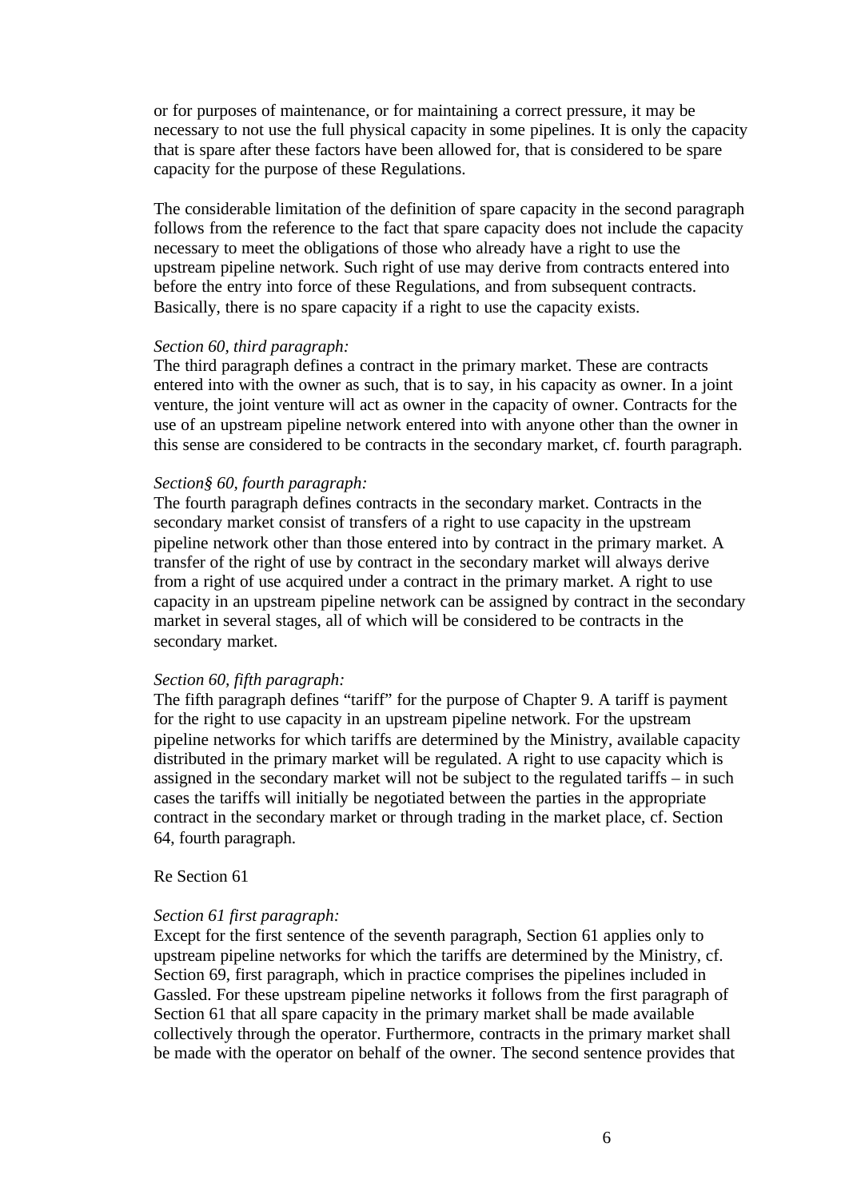or for purposes of maintenance, or for maintaining a correct pressure, it may be necessary to not use the full physical capacity in some pipelines. It is only the capacity that is spare after these factors have been allowed for, that is considered to be spare capacity for the purpose of these Regulations.

The considerable limitation of the definition of spare capacity in the second paragraph follows from the reference to the fact that spare capacity does not include the capacity necessary to meet the obligations of those who already have a right to use the upstream pipeline network. Such right of use may derive from contracts entered into before the entry into force of these Regulations, and from subsequent contracts. Basically, there is no spare capacity if a right to use the capacity exists.

*Section 60, third paragraph:*
The third paragraph defines a contract in the primary market. These are contracts entered into with the owner as such, that is to say, in his capacity as owner. In a joint venture, the joint venture will act as owner in the capacity of owner. Contracts for the use of an upstream pipeline network entered into with anyone other than the owner in this sense are considered to be contracts in the secondary market, cf. fourth paragraph.

*Section§ 60, fourth paragraph:*
The fourth paragraph defines contracts in the secondary market. Contracts in the secondary market consist of transfers of a right to use capacity in the upstream pipeline network other than those entered into by contract in the primary market. A transfer of the right of use by contract in the secondary market will always derive from a right of use acquired under a contract in the primary market. A right to use capacity in an upstream pipeline network can be assigned by contract in the secondary market in several stages, all of which will be considered to be contracts in the secondary market.

*Section 60, fifth paragraph:*
The fifth paragraph defines "tariff" for the purpose of Chapter 9. A tariff is payment for the right to use capacity in an upstream pipeline network. For the upstream pipeline networks for which tariffs are determined by the Ministry, available capacity distributed in the primary market will be regulated. A right to use capacity which is assigned in the secondary market will not be subject to the regulated tariffs – in such cases the tariffs will initially be negotiated between the parties in the appropriate contract in the secondary market or through trading in the market place, cf. Section 64, fourth paragraph.

Re Section 61

*Section 61 first paragraph:*
Except for the first sentence of the seventh paragraph, Section 61 applies only to upstream pipeline networks for which the tariffs are determined by the Ministry, cf. Section 69, first paragraph, which in practice comprises the pipelines included in Gassled. For these upstream pipeline networks it follows from the first paragraph of Section 61 that all spare capacity in the primary market shall be made available collectively through the operator. Furthermore, contracts in the primary market shall be made with the operator on behalf of the owner. The second sentence provides that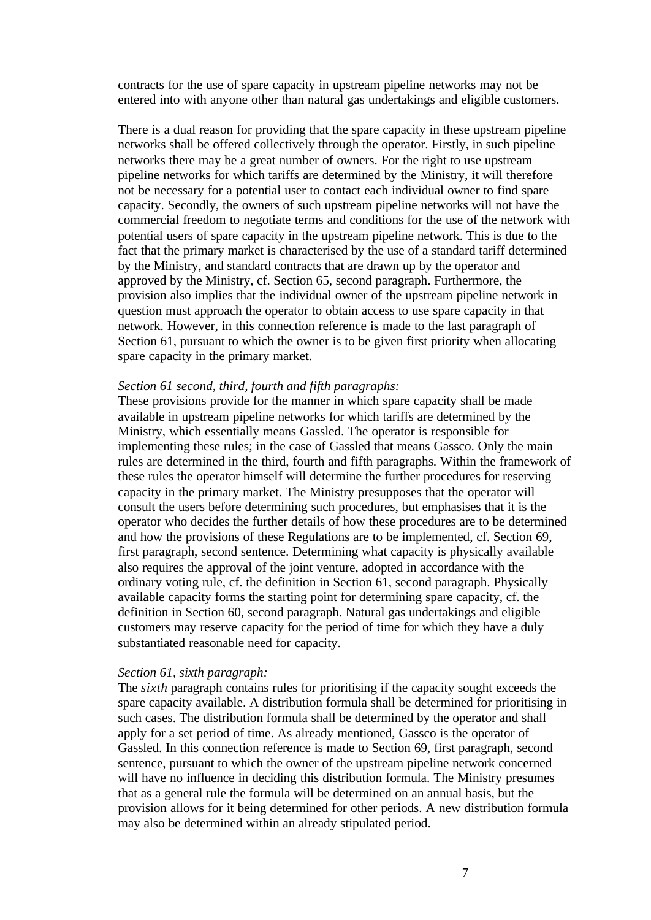contracts for the use of spare capacity in upstream pipeline networks may not be entered into with anyone other than natural gas undertakings and eligible customers.

There is a dual reason for providing that the spare capacity in these upstream pipeline networks shall be offered collectively through the operator. Firstly, in such pipeline networks there may be a great number of owners. For the right to use upstream pipeline networks for which tariffs are determined by the Ministry, it will therefore not be necessary for a potential user to contact each individual owner to find spare capacity. Secondly, the owners of such upstream pipeline networks will not have the commercial freedom to negotiate terms and conditions for the use of the network with potential users of spare capacity in the upstream pipeline network. This is due to the fact that the primary market is characterised by the use of a standard tariff determined by the Ministry, and standard contracts that are drawn up by the operator and approved by the Ministry, cf. Section 65, second paragraph. Furthermore, the provision also implies that the individual owner of the upstream pipeline network in question must approach the operator to obtain access to use spare capacity in that network. However, in this connection reference is made to the last paragraph of Section 61, pursuant to which the owner is to be given first priority when allocating spare capacity in the primary market.

*Section 61 second, third, fourth and fifth paragraphs:*
These provisions provide for the manner in which spare capacity shall be made available in upstream pipeline networks for which tariffs are determined by the Ministry, which essentially means Gassled. The operator is responsible for implementing these rules; in the case of Gassled that means Gassco. Only the main rules are determined in the third, fourth and fifth paragraphs. Within the framework of these rules the operator himself will determine the further procedures for reserving capacity in the primary market. The Ministry presupposes that the operator will consult the users before determining such procedures, but emphasises that it is the operator who decides the further details of how these procedures are to be determined and how the provisions of these Regulations are to be implemented, cf. Section 69, first paragraph, second sentence. Determining what capacity is physically available also requires the approval of the joint venture, adopted in accordance with the ordinary voting rule, cf. the definition in Section 61, second paragraph. Physically available capacity forms the starting point for determining spare capacity, cf. the definition in Section 60, second paragraph. Natural gas undertakings and eligible customers may reserve capacity for the period of time for which they have a duly substantiated reasonable need for capacity.

*Section 61, sixth paragraph:*
The *sixth* paragraph contains rules for prioritising if the capacity sought exceeds the spare capacity available. A distribution formula shall be determined for prioritising in such cases. The distribution formula shall be determined by the operator and shall apply for a set period of time. As already mentioned, Gassco is the operator of Gassled. In this connection reference is made to Section 69, first paragraph, second sentence, pursuant to which the owner of the upstream pipeline network concerned will have no influence in deciding this distribution formula. The Ministry presumes that as a general rule the formula will be determined on an annual basis, but the provision allows for it being determined for other periods. A new distribution formula may also be determined within an already stipulated period.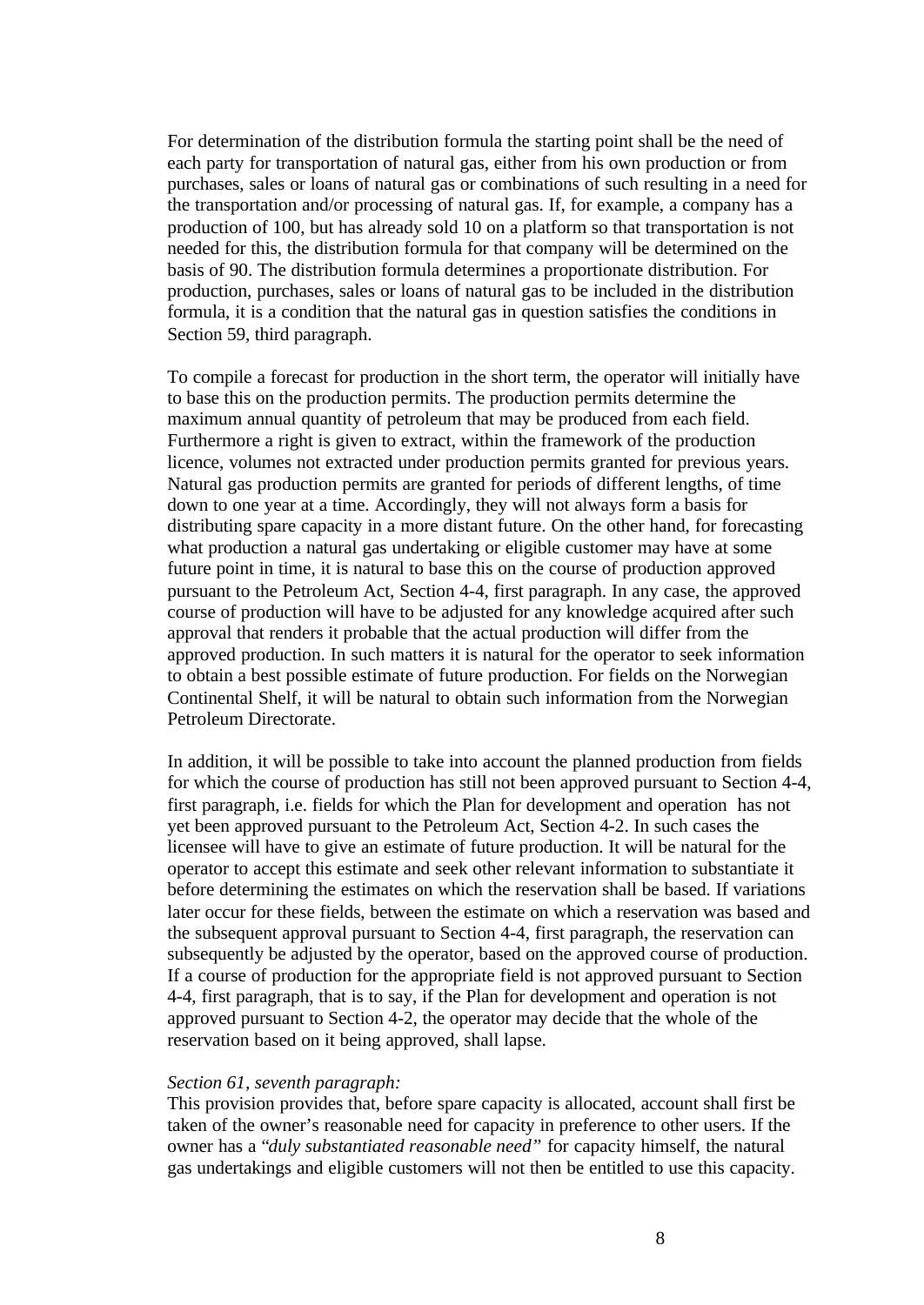For determination of the distribution formula the starting point shall be the need of each party for transportation of natural gas, either from his own production or from purchases, sales or loans of natural gas or combinations of such resulting in a need for the transportation and/or processing of natural gas. If, for example, a company has a production of 100, but has already sold 10 on a platform so that transportation is not needed for this, the distribution formula for that company will be determined on the basis of 90. The distribution formula determines a proportionate distribution. For production, purchases, sales or loans of natural gas to be included in the distribution formula, it is a condition that the natural gas in question satisfies the conditions in Section 59, third paragraph.

To compile a forecast for production in the short term, the operator will initially have to base this on the production permits. The production permits determine the maximum annual quantity of petroleum that may be produced from each field. Furthermore a right is given to extract, within the framework of the production licence, volumes not extracted under production permits granted for previous years. Natural gas production permits are granted for periods of different lengths, of time down to one year at a time. Accordingly, they will not always form a basis for distributing spare capacity in a more distant future. On the other hand, for forecasting what production a natural gas undertaking or eligible customer may have at some future point in time, it is natural to base this on the course of production approved pursuant to the Petroleum Act, Section 4-4, first paragraph. In any case, the approved course of production will have to be adjusted for any knowledge acquired after such approval that renders it probable that the actual production will differ from the approved production. In such matters it is natural for the operator to seek information to obtain a best possible estimate of future production. For fields on the Norwegian Continental Shelf, it will be natural to obtain such information from the Norwegian Petroleum Directorate.

In addition, it will be possible to take into account the planned production from fields for which the course of production has still not been approved pursuant to Section 4-4, first paragraph, i.e. fields for which the Plan for development and operation has not yet been approved pursuant to the Petroleum Act, Section 4-2. In such cases the licensee will have to give an estimate of future production. It will be natural for the operator to accept this estimate and seek other relevant information to substantiate it before determining the estimates on which the reservation shall be based. If variations later occur for these fields, between the estimate on which a reservation was based and the subsequent approval pursuant to Section 4-4, first paragraph, the reservation can subsequently be adjusted by the operator, based on the approved course of production. If a course of production for the appropriate field is not approved pursuant to Section 4-4, first paragraph, that is to say, if the Plan for development and operation is not approved pursuant to Section 4-2, the operator may decide that the whole of the reservation based on it being approved, shall lapse.

*Section 61, seventh paragraph:*
This provision provides that, before spare capacity is allocated, account shall first be taken of the owner's reasonable need for capacity in preference to other users. If the owner has a "*duly substantiated reasonable need*" for capacity himself, the natural gas undertakings and eligible customers will not then be entitled to use this capacity.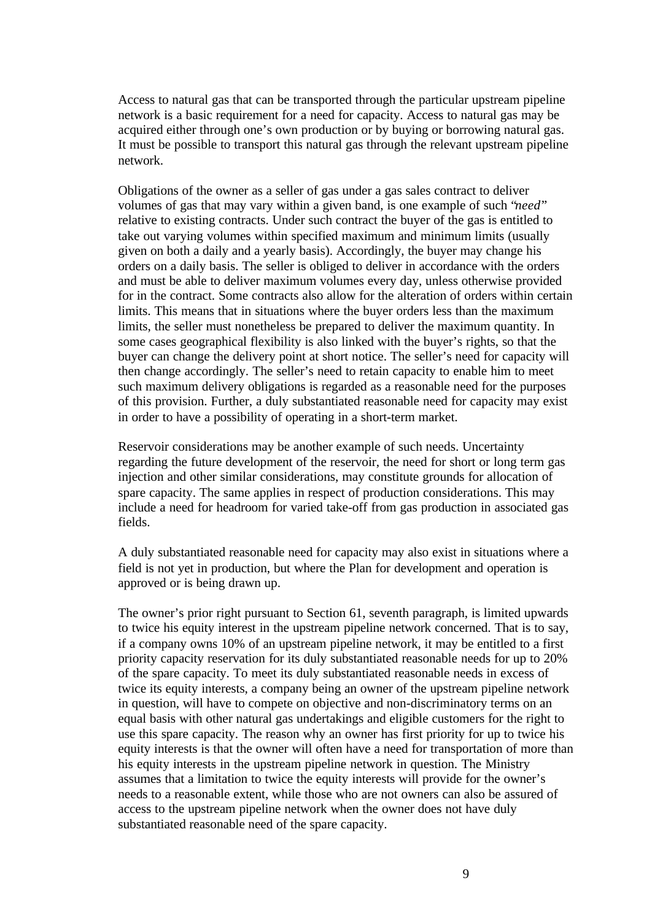Access to natural gas that can be transported through the particular upstream pipeline network is a basic requirement for a need for capacity. Access to natural gas may be acquired either through one's own production or by buying or borrowing natural gas. It must be possible to transport this natural gas through the relevant upstream pipeline network.

Obligations of the owner as a seller of gas under a gas sales contract to deliver volumes of gas that may vary within a given band, is one example of such "*need*" relative to existing contracts. Under such contract the buyer of the gas is entitled to take out varying volumes within specified maximum and minimum limits (usually given on both a daily and a yearly basis). Accordingly, the buyer may change his orders on a daily basis. The seller is obliged to deliver in accordance with the orders and must be able to deliver maximum volumes every day, unless otherwise provided for in the contract. Some contracts also allow for the alteration of orders within certain limits. This means that in situations where the buyer orders less than the maximum limits, the seller must nonetheless be prepared to deliver the maximum quantity. In some cases geographical flexibility is also linked with the buyer's rights, so that the buyer can change the delivery point at short notice. The seller's need for capacity will then change accordingly. The seller's need to retain capacity to enable him to meet such maximum delivery obligations is regarded as a reasonable need for the purposes of this provision. Further, a duly substantiated reasonable need for capacity may exist in order to have a possibility of operating in a short-term market.

Reservoir considerations may be another example of such needs. Uncertainty regarding the future development of the reservoir, the need for short or long term gas injection and other similar considerations, may constitute grounds for allocation of spare capacity. The same applies in respect of production considerations. This may include a need for headroom for varied take-off from gas production in associated gas fields.

A duly substantiated reasonable need for capacity may also exist in situations where a field is not yet in production, but where the Plan for development and operation is approved or is being drawn up.

The owner's prior right pursuant to Section 61, seventh paragraph, is limited upwards to twice his equity interest in the upstream pipeline network concerned. That is to say, if a company owns 10% of an upstream pipeline network, it may be entitled to a first priority capacity reservation for its duly substantiated reasonable needs for up to 20% of the spare capacity. To meet its duly substantiated reasonable needs in excess of twice its equity interests, a company being an owner of the upstream pipeline network in question, will have to compete on objective and non-discriminatory terms on an equal basis with other natural gas undertakings and eligible customers for the right to use this spare capacity. The reason why an owner has first priority for up to twice his equity interests is that the owner will often have a need for transportation of more than his equity interests in the upstream pipeline network in question. The Ministry assumes that a limitation to twice the equity interests will provide for the owner's needs to a reasonable extent, while those who are not owners can also be assured of access to the upstream pipeline network when the owner does not have duly substantiated reasonable need of the spare capacity.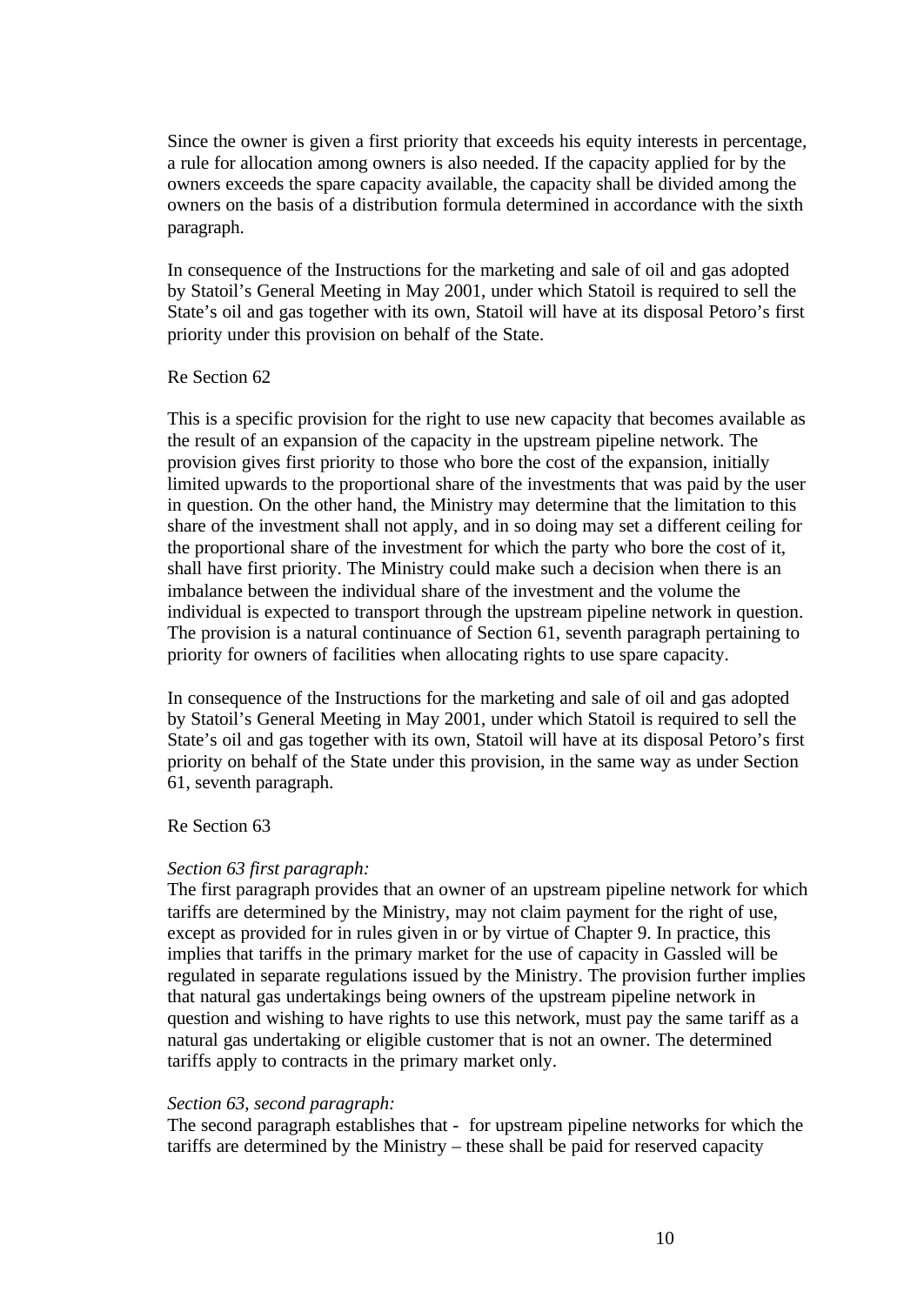Since the owner is given a first priority that exceeds his equity interests in percentage, a rule for allocation among owners is also needed. If the capacity applied for by the owners exceeds the spare capacity available, the capacity shall be divided among the owners on the basis of a distribution formula determined in accordance with the sixth paragraph.

In consequence of the Instructions for the marketing and sale of oil and gas adopted by Statoil's General Meeting in May 2001, under which Statoil is required to sell the State's oil and gas together with its own, Statoil will have at its disposal Petoro's first priority under this provision on behalf of the State.

Re Section 62

This is a specific provision for the right to use new capacity that becomes available as the result of an expansion of the capacity in the upstream pipeline network. The provision gives first priority to those who bore the cost of the expansion, initially limited upwards to the proportional share of the investments that was paid by the user in question. On the other hand, the Ministry may determine that the limitation to this share of the investment shall not apply, and in so doing may set a different ceiling for the proportional share of the investment for which the party who bore the cost of it, shall have first priority. The Ministry could make such a decision when there is an imbalance between the individual share of the investment and the volume the individual is expected to transport through the upstream pipeline network in question. The provision is a natural continuance of Section 61, seventh paragraph pertaining to priority for owners of facilities when allocating rights to use spare capacity.

In consequence of the Instructions for the marketing and sale of oil and gas adopted by Statoil's General Meeting in May 2001, under which Statoil is required to sell the State's oil and gas together with its own, Statoil will have at its disposal Petoro's first priority on behalf of the State under this provision, in the same way as under Section 61, seventh paragraph.

Re Section 63

*Section 63 first paragraph:*
The first paragraph provides that an owner of an upstream pipeline network for which tariffs are determined by the Ministry, may not claim payment for the right of use, except as provided for in rules given in or by virtue of Chapter 9. In practice, this implies that tariffs in the primary market for the use of capacity in Gassled will be regulated in separate regulations issued by the Ministry. The provision further implies that natural gas undertakings being owners of the upstream pipeline network in question and wishing to have rights to use this network, must pay the same tariff as a natural gas undertaking or eligible customer that is not an owner. The determined tariffs apply to contracts in the primary market only.

*Section 63, second paragraph:*
The second paragraph establishes that - for upstream pipeline networks for which the tariffs are determined by the Ministry – these shall be paid for reserved capacity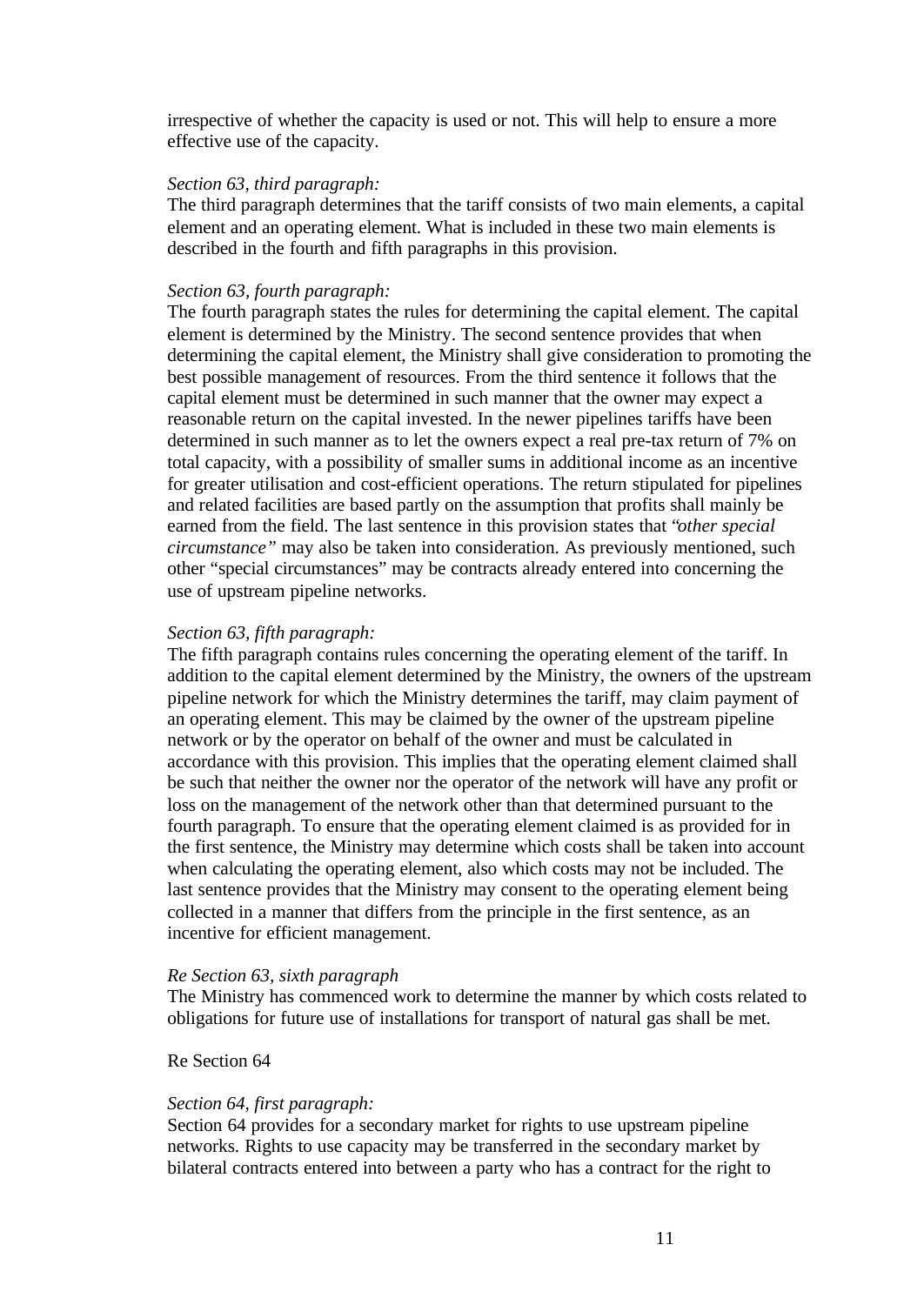irrespective of whether the capacity is used or not. This will help to ensure a more effective use of the capacity.

*Section 63, third paragraph:*
The third paragraph determines that the tariff consists of two main elements, a capital element and an operating element. What is included in these two main elements is described in the fourth and fifth paragraphs in this provision.

*Section 63, fourth paragraph:*
The fourth paragraph states the rules for determining the capital element. The capital element is determined by the Ministry. The second sentence provides that when determining the capital element, the Ministry shall give consideration to promoting the best possible management of resources. From the third sentence it follows that the capital element must be determined in such manner that the owner may expect a reasonable return on the capital invested. In the newer pipelines tariffs have been determined in such manner as to let the owners expect a real pre-tax return of 7% on total capacity, with a possibility of smaller sums in additional income as an incentive for greater utilisation and cost-efficient operations. The return stipulated for pipelines and related facilities are based partly on the assumption that profits shall mainly be earned from the field. The last sentence in this provision states that *"other special circumstance"* may also be taken into consideration. As previously mentioned, such other "special circumstances" may be contracts already entered into concerning the use of upstream pipeline networks.

*Section 63, fifth paragraph:*
The fifth paragraph contains rules concerning the operating element of the tariff. In addition to the capital element determined by the Ministry, the owners of the upstream pipeline network for which the Ministry determines the tariff, may claim payment of an operating element. This may be claimed by the owner of the upstream pipeline network or by the operator on behalf of the owner and must be calculated in accordance with this provision. This implies that the operating element claimed shall be such that neither the owner nor the operator of the network will have any profit or loss on the management of the network other than that determined pursuant to the fourth paragraph. To ensure that the operating element claimed is as provided for in the first sentence, the Ministry may determine which costs shall be taken into account when calculating the operating element, also which costs may not be included. The last sentence provides that the Ministry may consent to the operating element being collected in a manner that differs from the principle in the first sentence, as an incentive for efficient management.

*Re Section 63, sixth paragraph*
The Ministry has commenced work to determine the manner by which costs related to obligations for future use of installations for transport of natural gas shall be met.

Re Section 64

*Section 64, first paragraph:*
Section 64 provides for a secondary market for rights to use upstream pipeline networks. Rights to use capacity may be transferred in the secondary market by bilateral contracts entered into between a party who has a contract for the right to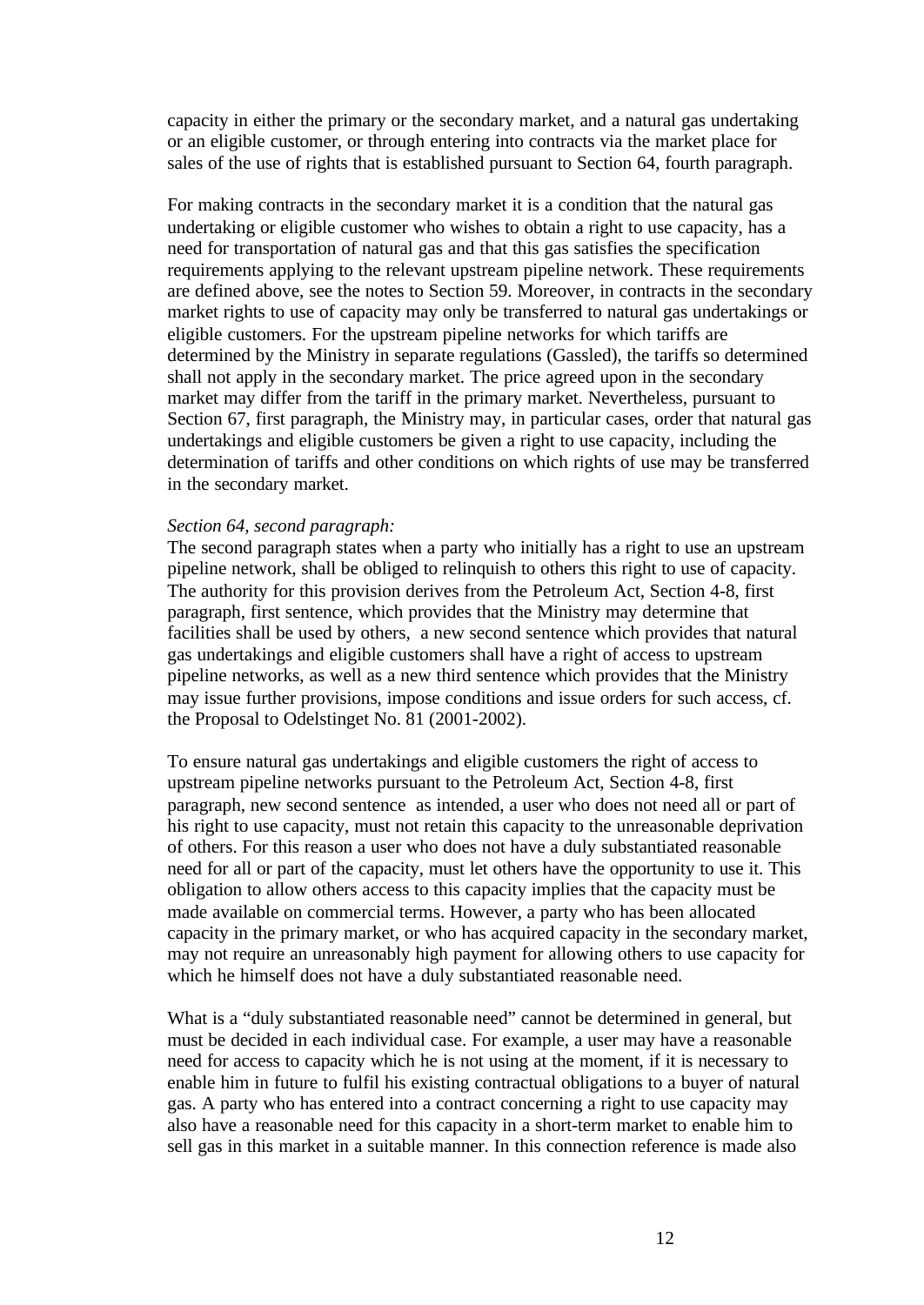capacity in either the primary or the secondary market, and a natural gas undertaking or an eligible customer, or through entering into contracts via the market place for sales of the use of rights that is established pursuant to Section 64, fourth paragraph.

For making contracts in the secondary market it is a condition that the natural gas undertaking or eligible customer who wishes to obtain a right to use capacity, has a need for transportation of natural gas and that this gas satisfies the specification requirements applying to the relevant upstream pipeline network. These requirements are defined above, see the notes to Section 59. Moreover, in contracts in the secondary market rights to use of capacity may only be transferred to natural gas undertakings or eligible customers. For the upstream pipeline networks for which tariffs are determined by the Ministry in separate regulations (Gassled), the tariffs so determined shall not apply in the secondary market. The price agreed upon in the secondary market may differ from the tariff in the primary market. Nevertheless, pursuant to Section 67, first paragraph, the Ministry may, in particular cases, order that natural gas undertakings and eligible customers be given a right to use capacity, including the determination of tariffs and other conditions on which rights of use may be transferred in the secondary market.

*Section 64, second paragraph:*
The second paragraph states when a party who initially has a right to use an upstream pipeline network, shall be obliged to relinquish to others this right to use of capacity. The authority for this provision derives from the Petroleum Act, Section 4-8, first paragraph, first sentence, which provides that the Ministry may determine that facilities shall be used by others, a new second sentence which provides that natural gas undertakings and eligible customers shall have a right of access to upstream pipeline networks, as well as a new third sentence which provides that the Ministry may issue further provisions, impose conditions and issue orders for such access, cf. the Proposal to Odelstinget No. 81 (2001-2002).

To ensure natural gas undertakings and eligible customers the right of access to upstream pipeline networks pursuant to the Petroleum Act, Section 4-8, first paragraph, new second sentence as intended, a user who does not need all or part of his right to use capacity, must not retain this capacity to the unreasonable deprivation of others. For this reason a user who does not have a duly substantiated reasonable need for all or part of the capacity, must let others have the opportunity to use it. This obligation to allow others access to this capacity implies that the capacity must be made available on commercial terms. However, a party who has been allocated capacity in the primary market, or who has acquired capacity in the secondary market, may not require an unreasonably high payment for allowing others to use capacity for which he himself does not have a duly substantiated reasonable need.

What is a "duly substantiated reasonable need" cannot be determined in general, but must be decided in each individual case. For example, a user may have a reasonable need for access to capacity which he is not using at the moment, if it is necessary to enable him in future to fulfil his existing contractual obligations to a buyer of natural gas. A party who has entered into a contract concerning a right to use capacity may also have a reasonable need for this capacity in a short-term market to enable him to sell gas in this market in a suitable manner. In this connection reference is made also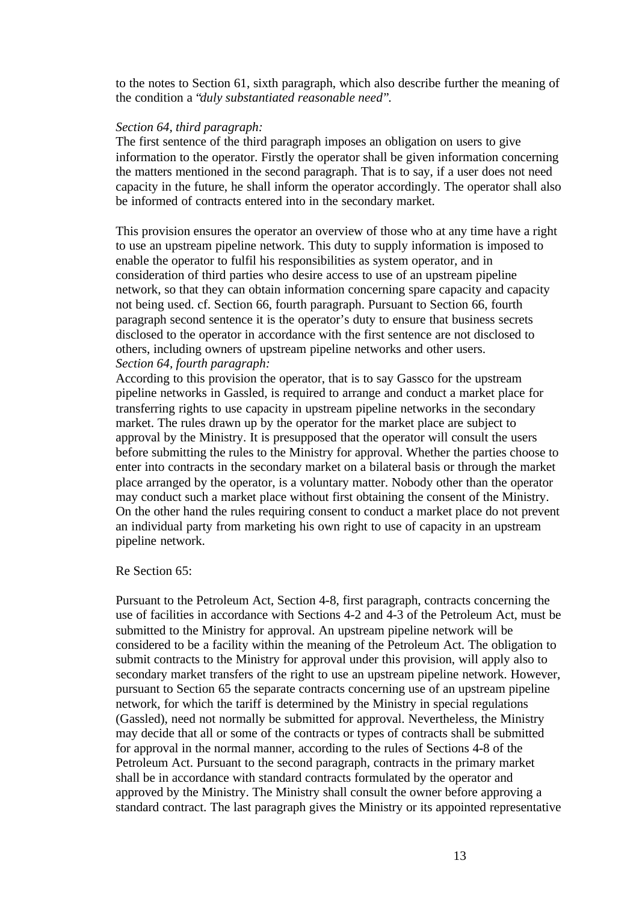to the notes to Section 61, sixth paragraph, which also describe further the meaning of the condition a "*duly substantiated reasonable need*".

*Section 64, third paragraph:*

The first sentence of the third paragraph imposes an obligation on users to give information to the operator. Firstly the operator shall be given information concerning the matters mentioned in the second paragraph. That is to say, if a user does not need capacity in the future, he shall inform the operator accordingly. The operator shall also be informed of contracts entered into in the secondary market.

This provision ensures the operator an overview of those who at any time have a right to use an upstream pipeline network. This duty to supply information is imposed to enable the operator to fulfil his responsibilities as system operator, and in consideration of third parties who desire access to use of an upstream pipeline network, so that they can obtain information concerning spare capacity and capacity not being used. cf. Section 66, fourth paragraph. Pursuant to Section 66, fourth paragraph second sentence it is the operator's duty to ensure that business secrets disclosed to the operator in accordance with the first sentence are not disclosed to others, including owners of upstream pipeline networks and other users.

*Section 64, fourth paragraph:*

According to this provision the operator, that is to say Gassco for the upstream pipeline networks in Gassled, is required to arrange and conduct a market place for transferring rights to use capacity in upstream pipeline networks in the secondary market. The rules drawn up by the operator for the market place are subject to approval by the Ministry. It is presupposed that the operator will consult the users before submitting the rules to the Ministry for approval. Whether the parties choose to enter into contracts in the secondary market on a bilateral basis or through the market place arranged by the operator, is a voluntary matter. Nobody other than the operator may conduct such a market place without first obtaining the consent of the Ministry. On the other hand the rules requiring consent to conduct a market place do not prevent an individual party from marketing his own right to use of capacity in an upstream pipeline network.

Re Section 65:

Pursuant to the Petroleum Act, Section 4-8, first paragraph, contracts concerning the use of facilities in accordance with Sections 4-2 and 4-3 of the Petroleum Act, must be submitted to the Ministry for approval. An upstream pipeline network will be considered to be a facility within the meaning of the Petroleum Act. The obligation to submit contracts to the Ministry for approval under this provision, will apply also to secondary market transfers of the right to use an upstream pipeline network. However, pursuant to Section 65 the separate contracts concerning use of an upstream pipeline network, for which the tariff is determined by the Ministry in special regulations (Gassled), need not normally be submitted for approval. Nevertheless, the Ministry may decide that all or some of the contracts or types of contracts shall be submitted for approval in the normal manner, according to the rules of Sections 4-8 of the Petroleum Act. Pursuant to the second paragraph, contracts in the primary market shall be in accordance with standard contracts formulated by the operator and approved by the Ministry. The Ministry shall consult the owner before approving a standard contract. The last paragraph gives the Ministry or its appointed representative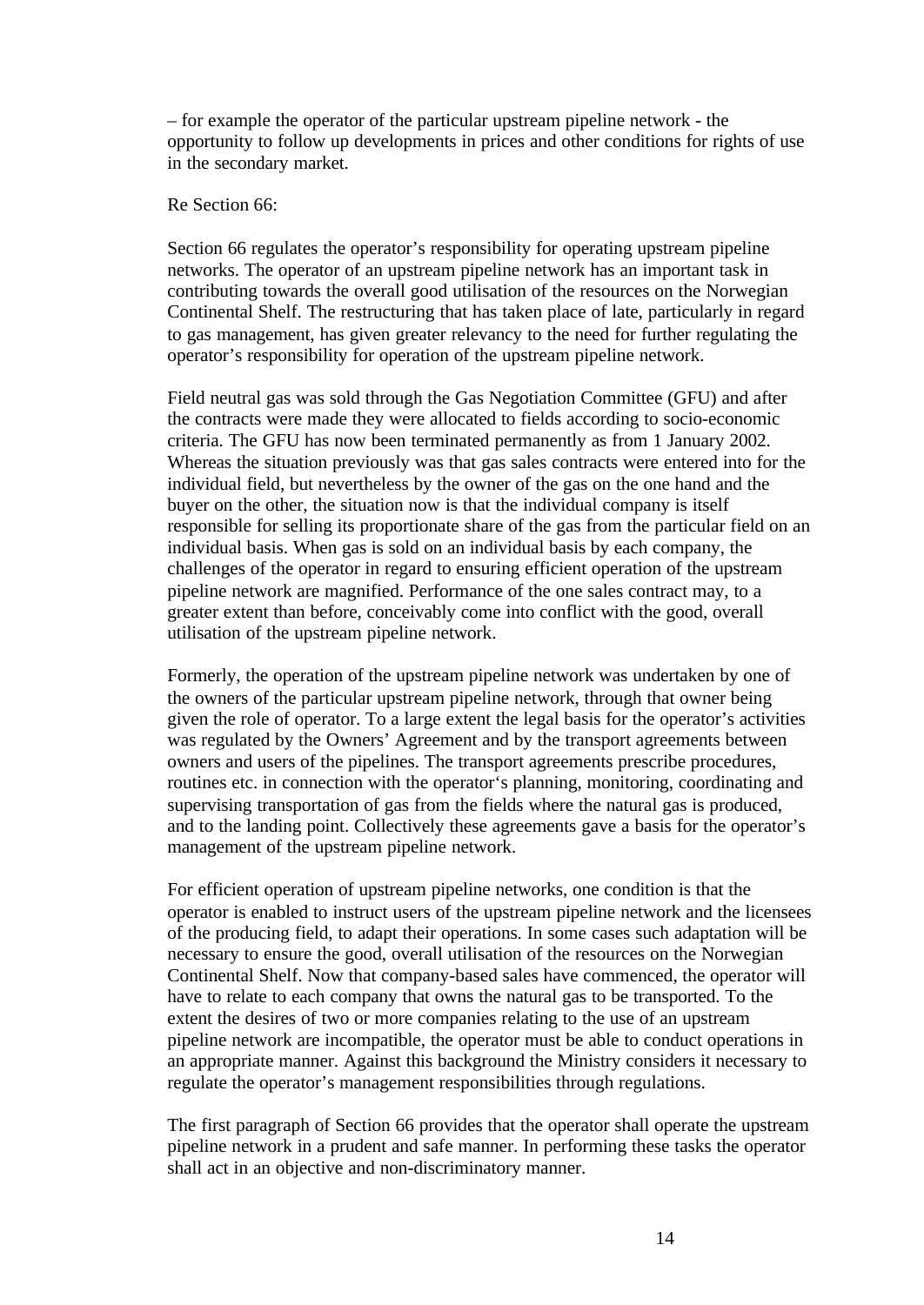– for example the operator of the particular upstream pipeline network - the opportunity to follow up developments in prices and other conditions for rights of use in the secondary market.

Re Section 66:

Section 66 regulates the operator's responsibility for operating upstream pipeline networks. The operator of an upstream pipeline network has an important task in contributing towards the overall good utilisation of the resources on the Norwegian Continental Shelf. The restructuring that has taken place of late, particularly in regard to gas management, has given greater relevancy to the need for further regulating the operator's responsibility for operation of the upstream pipeline network.

Field neutral gas was sold through the Gas Negotiation Committee (GFU) and after the contracts were made they were allocated to fields according to socio-economic criteria. The GFU has now been terminated permanently as from 1 January 2002. Whereas the situation previously was that gas sales contracts were entered into for the individual field, but nevertheless by the owner of the gas on the one hand and the buyer on the other, the situation now is that the individual company is itself responsible for selling its proportionate share of the gas from the particular field on an individual basis. When gas is sold on an individual basis by each company, the challenges of the operator in regard to ensuring efficient operation of the upstream pipeline network are magnified. Performance of the one sales contract may, to a greater extent than before, conceivably come into conflict with the good, overall utilisation of the upstream pipeline network.

Formerly, the operation of the upstream pipeline network was undertaken by one of the owners of the particular upstream pipeline network, through that owner being given the role of operator. To a large extent the legal basis for the operator's activities was regulated by the Owners' Agreement and by the transport agreements between owners and users of the pipelines. The transport agreements prescribe procedures, routines etc. in connection with the operator's planning, monitoring, coordinating and supervising transportation of gas from the fields where the natural gas is produced, and to the landing point. Collectively these agreements gave a basis for the operator's management of the upstream pipeline network.

For efficient operation of upstream pipeline networks, one condition is that the operator is enabled to instruct users of the upstream pipeline network and the licensees of the producing field, to adapt their operations. In some cases such adaptation will be necessary to ensure the good, overall utilisation of the resources on the Norwegian Continental Shelf. Now that company-based sales have commenced, the operator will have to relate to each company that owns the natural gas to be transported. To the extent the desires of two or more companies relating to the use of an upstream pipeline network are incompatible, the operator must be able to conduct operations in an appropriate manner. Against this background the Ministry considers it necessary to regulate the operator's management responsibilities through regulations.

The first paragraph of Section 66 provides that the operator shall operate the upstream pipeline network in a prudent and safe manner. In performing these tasks the operator shall act in an objective and non-discriminatory manner.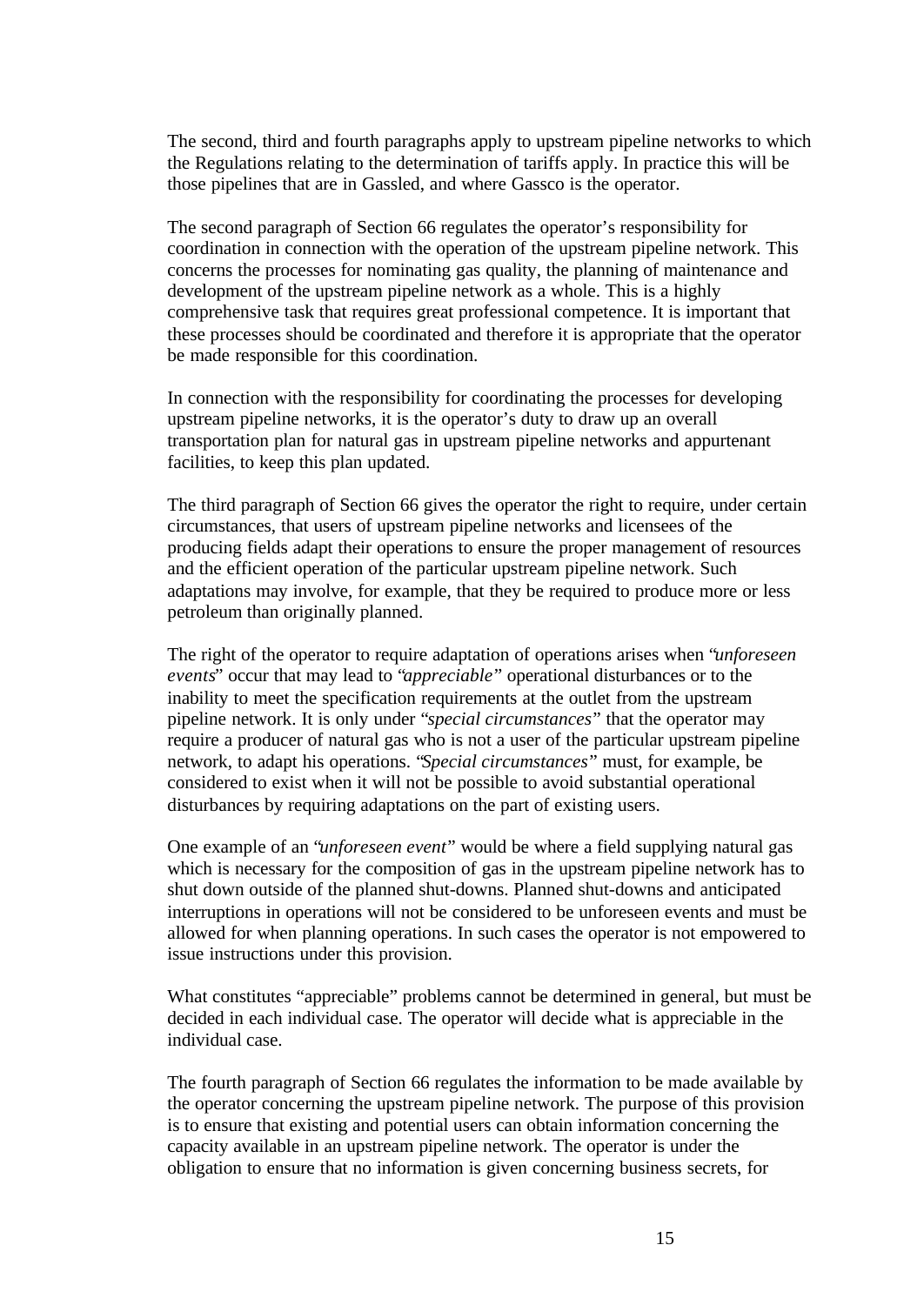The second, third and fourth paragraphs apply to upstream pipeline networks to which the Regulations relating to the determination of tariffs apply. In practice this will be those pipelines that are in Gassled, and where Gassco is the operator.

The second paragraph of Section 66 regulates the operator's responsibility for coordination in connection with the operation of the upstream pipeline network. This concerns the processes for nominating gas quality, the planning of maintenance and development of the upstream pipeline network as a whole. This is a highly comprehensive task that requires great professional competence. It is important that these processes should be coordinated and therefore it is appropriate that the operator be made responsible for this coordination.

In connection with the responsibility for coordinating the processes for developing upstream pipeline networks, it is the operator's duty to draw up an overall transportation plan for natural gas in upstream pipeline networks and appurtenant facilities, to keep this plan updated.

The third paragraph of Section 66 gives the operator the right to require, under certain circumstances, that users of upstream pipeline networks and licensees of the producing fields adapt their operations to ensure the proper management of resources and the efficient operation of the particular upstream pipeline network. Such adaptations may involve, for example, that they be required to produce more or less petroleum than originally planned.

The right of the operator to require adaptation of operations arises when "*unforeseen events*" occur that may lead to "*appreciable*" operational disturbances or to the inability to meet the specification requirements at the outlet from the upstream pipeline network. It is only under "*special circumstances*" that the operator may require a producer of natural gas who is not a user of the particular upstream pipeline network, to adapt his operations. "*Special circumstances*" must, for example, be considered to exist when it will not be possible to avoid substantial operational disturbances by requiring adaptations on the part of existing users.

One example of an "*unforeseen event*" would be where a field supplying natural gas which is necessary for the composition of gas in the upstream pipeline network has to shut down outside of the planned shut-downs. Planned shut-downs and anticipated interruptions in operations will not be considered to be unforeseen events and must be allowed for when planning operations. In such cases the operator is not empowered to issue instructions under this provision.

What constitutes "appreciable" problems cannot be determined in general, but must be decided in each individual case. The operator will decide what is appreciable in the individual case.

The fourth paragraph of Section 66 regulates the information to be made available by the operator concerning the upstream pipeline network. The purpose of this provision is to ensure that existing and potential users can obtain information concerning the capacity available in an upstream pipeline network. The operator is under the obligation to ensure that no information is given concerning business secrets, for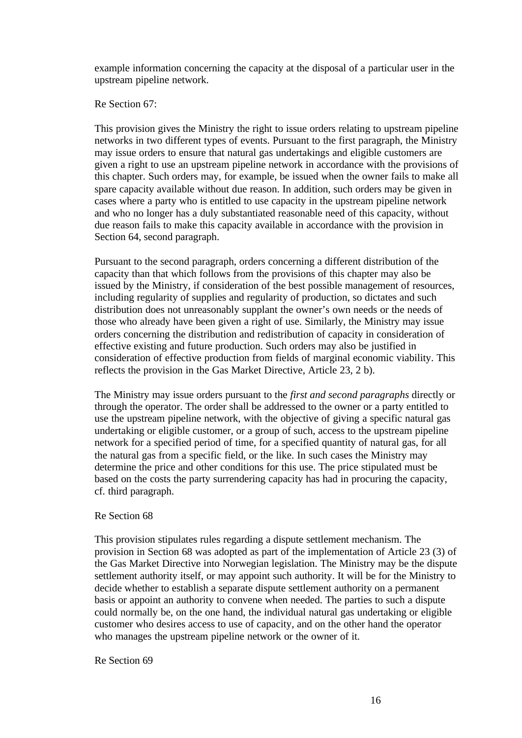example information concerning the capacity at the disposal of a particular user in the upstream pipeline network.

Re Section 67:

This provision gives the Ministry the right to issue orders relating to upstream pipeline networks in two different types of events. Pursuant to the first paragraph, the Ministry may issue orders to ensure that natural gas undertakings and eligible customers are given a right to use an upstream pipeline network in accordance with the provisions of this chapter. Such orders may, for example, be issued when the owner fails to make all spare capacity available without due reason. In addition, such orders may be given in cases where a party who is entitled to use capacity in the upstream pipeline network and who no longer has a duly substantiated reasonable need of this capacity, without due reason fails to make this capacity available in accordance with the provision in Section 64, second paragraph.

Pursuant to the second paragraph, orders concerning a different distribution of the capacity than that which follows from the provisions of this chapter may also be issued by the Ministry, if consideration of the best possible management of resources, including regularity of supplies and regularity of production, so dictates and such distribution does not unreasonably supplant the owner's own needs or the needs of those who already have been given a right of use. Similarly, the Ministry may issue orders concerning the distribution and redistribution of capacity in consideration of effective existing and future production. Such orders may also be justified in consideration of effective production from fields of marginal economic viability. This reflects the provision in the Gas Market Directive, Article 23, 2 b).

The Ministry may issue orders pursuant to the *first and second paragraphs* directly or through the operator. The order shall be addressed to the owner or a party entitled to use the upstream pipeline network, with the objective of giving a specific natural gas undertaking or eligible customer, or a group of such, access to the upstream pipeline network for a specified period of time, for a specified quantity of natural gas, for all the natural gas from a specific field, or the like. In such cases the Ministry may determine the price and other conditions for this use. The price stipulated must be based on the costs the party surrendering capacity has had in procuring the capacity, cf. third paragraph.

Re Section 68

This provision stipulates rules regarding a dispute settlement mechanism. The provision in Section 68 was adopted as part of the implementation of Article 23 (3) of the Gas Market Directive into Norwegian legislation. The Ministry may be the dispute settlement authority itself, or may appoint such authority. It will be for the Ministry to decide whether to establish a separate dispute settlement authority on a permanent basis or appoint an authority to convene when needed. The parties to such a dispute could normally be, on the one hand, the individual natural gas undertaking or eligible customer who desires access to use of capacity, and on the other hand the operator who manages the upstream pipeline network or the owner of it.

Re Section 69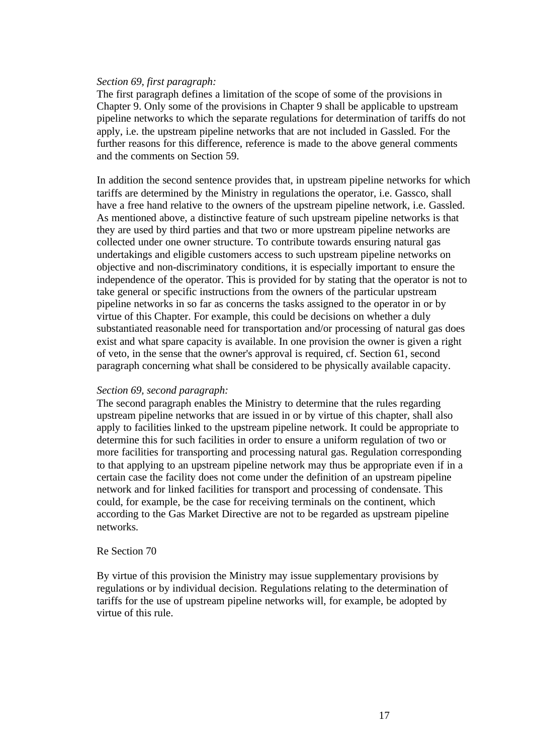*Section 69, first paragraph:*
The first paragraph defines a limitation of the scope of some of the provisions in Chapter 9. Only some of the provisions in Chapter 9 shall be applicable to upstream pipeline networks to which the separate regulations for determination of tariffs do not apply, i.e. the upstream pipeline networks that are not included in Gassled. For the further reasons for this difference, reference is made to the above general comments and the comments on Section 59.

In addition the second sentence provides that, in upstream pipeline networks for which tariffs are determined by the Ministry in regulations the operator, i.e. Gassco, shall have a free hand relative to the owners of the upstream pipeline network, i.e. Gassled. As mentioned above, a distinctive feature of such upstream pipeline networks is that they are used by third parties and that two or more upstream pipeline networks are collected under one owner structure. To contribute towards ensuring natural gas undertakings and eligible customers access to such upstream pipeline networks on objective and non-discriminatory conditions, it is especially important to ensure the independence of the operator. This is provided for by stating that the operator is not to take general or specific instructions from the owners of the particular upstream pipeline networks in so far as concerns the tasks assigned to the operator in or by virtue of this Chapter. For example, this could be decisions on whether a duly substantiated reasonable need for transportation and/or processing of natural gas does exist and what spare capacity is available. In one provision the owner is given a right of veto, in the sense that the owner's approval is required, cf. Section 61, second paragraph concerning what shall be considered to be physically available capacity.

*Section 69, second paragraph:*
The second paragraph enables the Ministry to determine that the rules regarding upstream pipeline networks that are issued in or by virtue of this chapter, shall also apply to facilities linked to the upstream pipeline network. It could be appropriate to determine this for such facilities in order to ensure a uniform regulation of two or more facilities for transporting and processing natural gas. Regulation corresponding to that applying to an upstream pipeline network may thus be appropriate even if in a certain case the facility does not come under the definition of an upstream pipeline network and for linked facilities for transport and processing of condensate. This could, for example, be the case for receiving terminals on the continent, which according to the Gas Market Directive are not to be regarded as upstream pipeline networks.

Re Section 70

By virtue of this provision the Ministry may issue supplementary provisions by regulations or by individual decision. Regulations relating to the determination of tariffs for the use of upstream pipeline networks will, for example, be adopted by virtue of this rule.